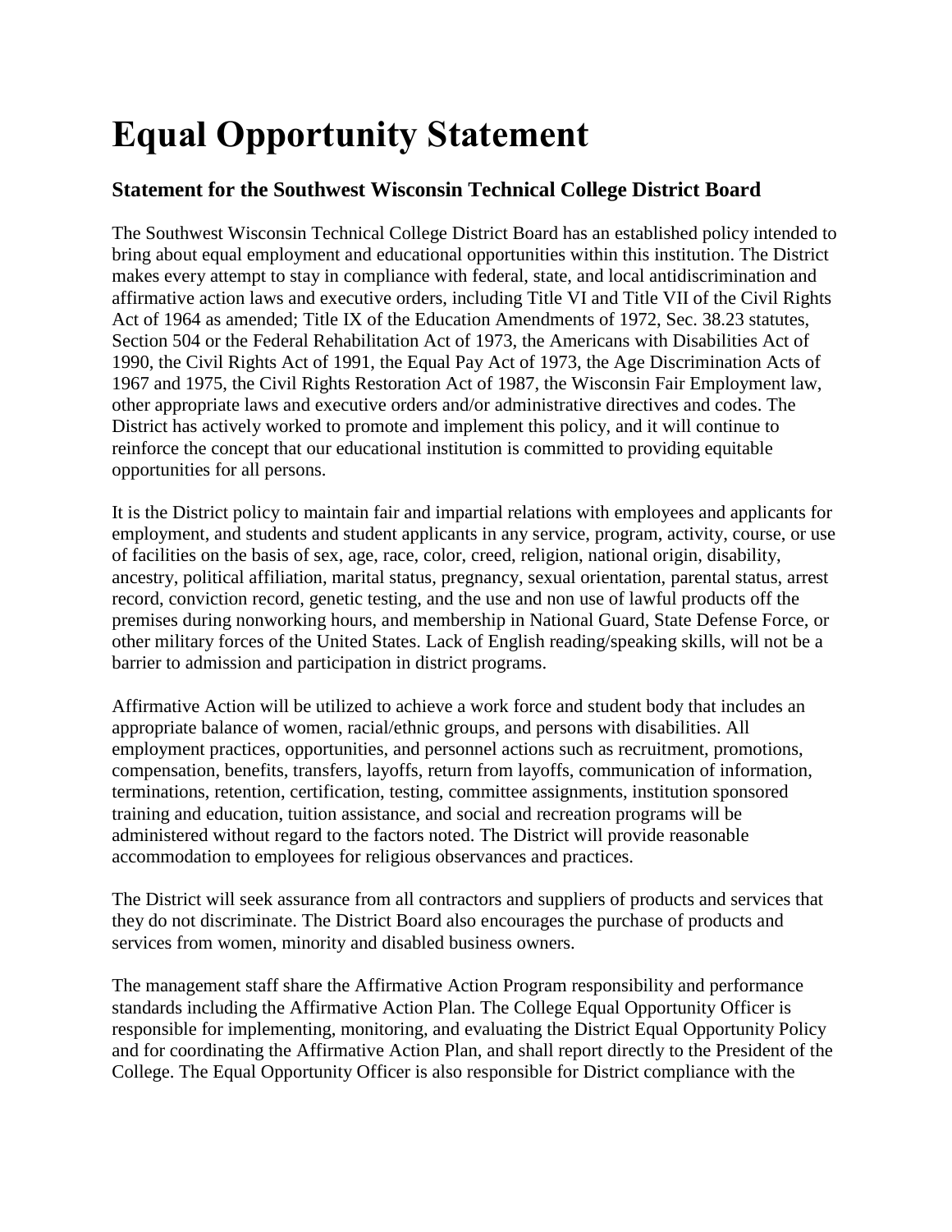# Equal Opportunity Statement

### Statement for the Southwest Wisconsin Technical College District Board

The Southwest Wisconsin Technical College District Board has an established policy intended to bring about equal employment and educational opportunities within this institution. The District makes every attempt to stay in compliance with federal, state, and local antidiscrimination and affirmative action laws and executive orders, including Title VI and Title VII of the Civil Rights Act of 1964 as amended; Title IX of the Education Amendments of 1972, Sec. 38.23 statutes, Section 504 or the Federal Rehabilitation Act of 1973, the Americans with Disabilities Act of 1990, the Civil Rights Act of 1991, the Equal Pay Act of 1973, the Age Discrimination Acts of 1967 and 1975, the Civil Rights Restoration Act of 1987, the Wisconsin Fair Employment law, other appropriate laws and executive orders and/or administrative directives and codes. The District has actively worked to promote and implement this policy, and it will continue to reinforce the concept that our educational institution is committed to providing equitable opportunities for all persons.

It is the District policy to maintain fair and impartial relations with employees and applicants for employment, and students and student applicants in any service, program, activity, course, or use of facilities on the basis of sex, age, race, color, creed, religion, national origin, disability, ancestry, political affiliation, marital status, pregnancy, sexual orientation, parental status, arrest record, conviction record, genetic testing, and the use and non use of lawful products off the premises during nonworking hours, and membership in National Guard, State Defense Force, or other military forces of the United States. Lack of English reading/speaking skills, will not be a barrier to admission and participation in district programs.

Affirmative Action will be utilized to achieve a work force and student body that includes an appropriate balance of women, racial/ethnic groups, and persons with disabilities. All employment practices, opportunities, and personnel actions such as recruitment, promotions, compensation, benefits, transfers, layoffs, return from layoffs, communication of information, terminations, retention, certification, testing, committee assignments, institution sponsored training and education, tuition assistance, and social and recreation programs will be administered without regard to the factors noted. The District will provide reasonable accommodation to employees for religious observances and practices.

The District will seek assurance from all contractors and suppliers of products and services that they do not discriminate. The District Board also encourages the purchase of products and services from women, minority and disabled business owners.

The management staff share the Affirmative Action Program responsibility and performance standards including the Affirmative Action Plan. The College Equal Opportunity Officer is responsible for implementing, monitoring, and evaluating the District Equal Opportunity Policy and for coordinating the Affirmative Action Plan, and shall report directly to the President of the College. The Equal Opportunity Officer is also responsible for District compliance with the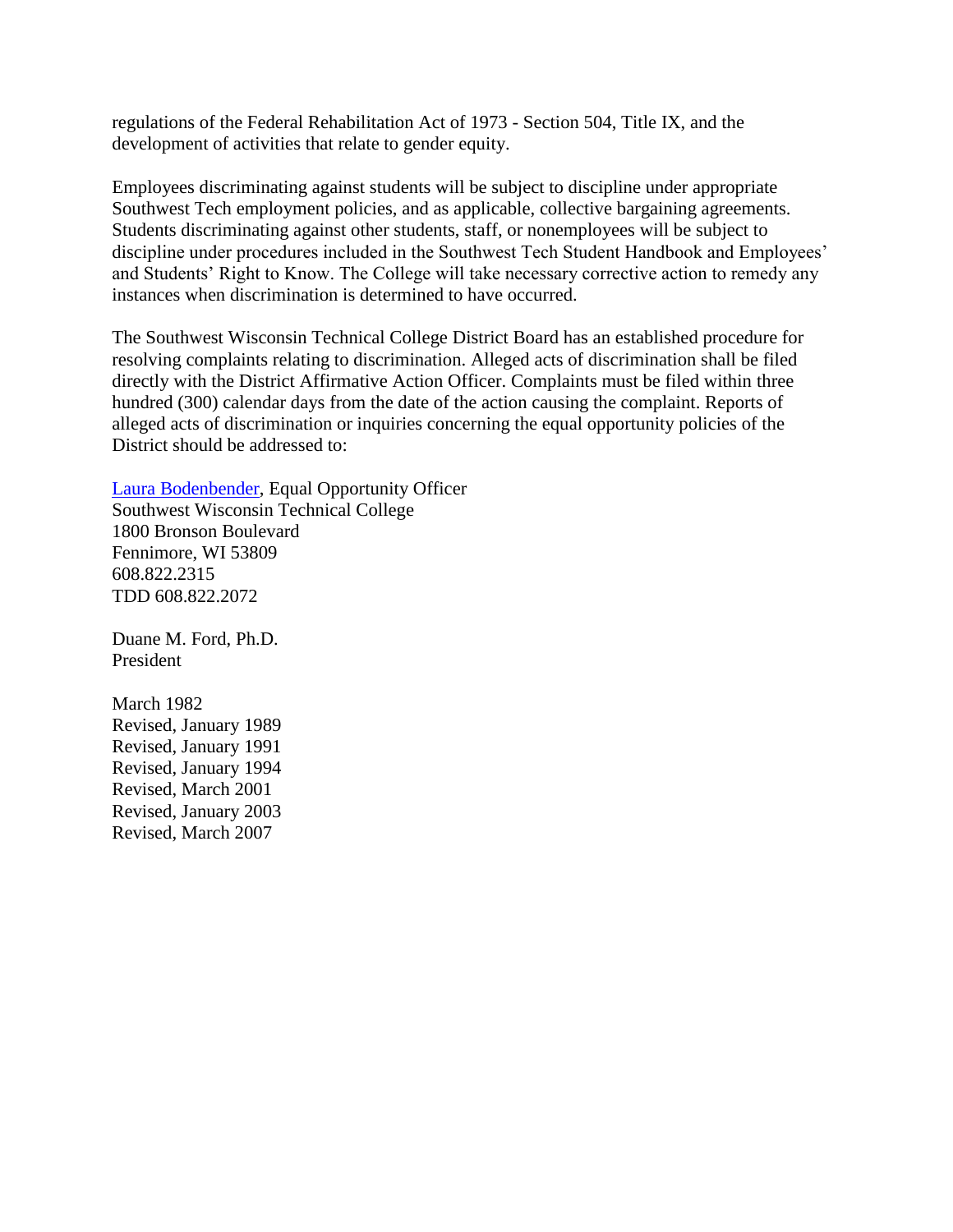regulations of the Federal Rehabilitation Act of 1973 - Section 504, Title IX, and the development of activities that relate to gender equity.

Employees discriminating against students will be subject to discipline under appropriate Southwest Tech employment policies, and as applicable, collective bargaining agreements. Students discriminating against other students, staff, or nonemployees will be subject to discipline under procedures included in the Southwest Tech Student Handbook and Employees' and Students' Right to Know. The College will take necessary corrective action to remedy any instances when discrimination is determined to have occurred.

The Southwest Wisconsin Technical College District Board has an established procedure for resolving complaints relating to discrimination. Alleged acts of discrimination shall be filed directly with the District Affirmative Action Officer. Complaints must be filed within three hundred (300) calendar days from the date of the action causing the complaint. Reports of alleged acts of discrimination or inquiries concerning the equal opportunity policies of the District should be addressed to:

Laura Bodenbender, Equal Opportunity Officer
Southwest Wisconsin Technical College
1800 Bronson Boulevard
Fennimore, WI 53809
608.822.2315
TDD 608.822.2072

Duane M. Ford, Ph.D.
President

March 1982
Revised, January 1989
Revised, January 1991
Revised, January 1994
Revised, March 2001
Revised, January 2003
Revised, March 2007